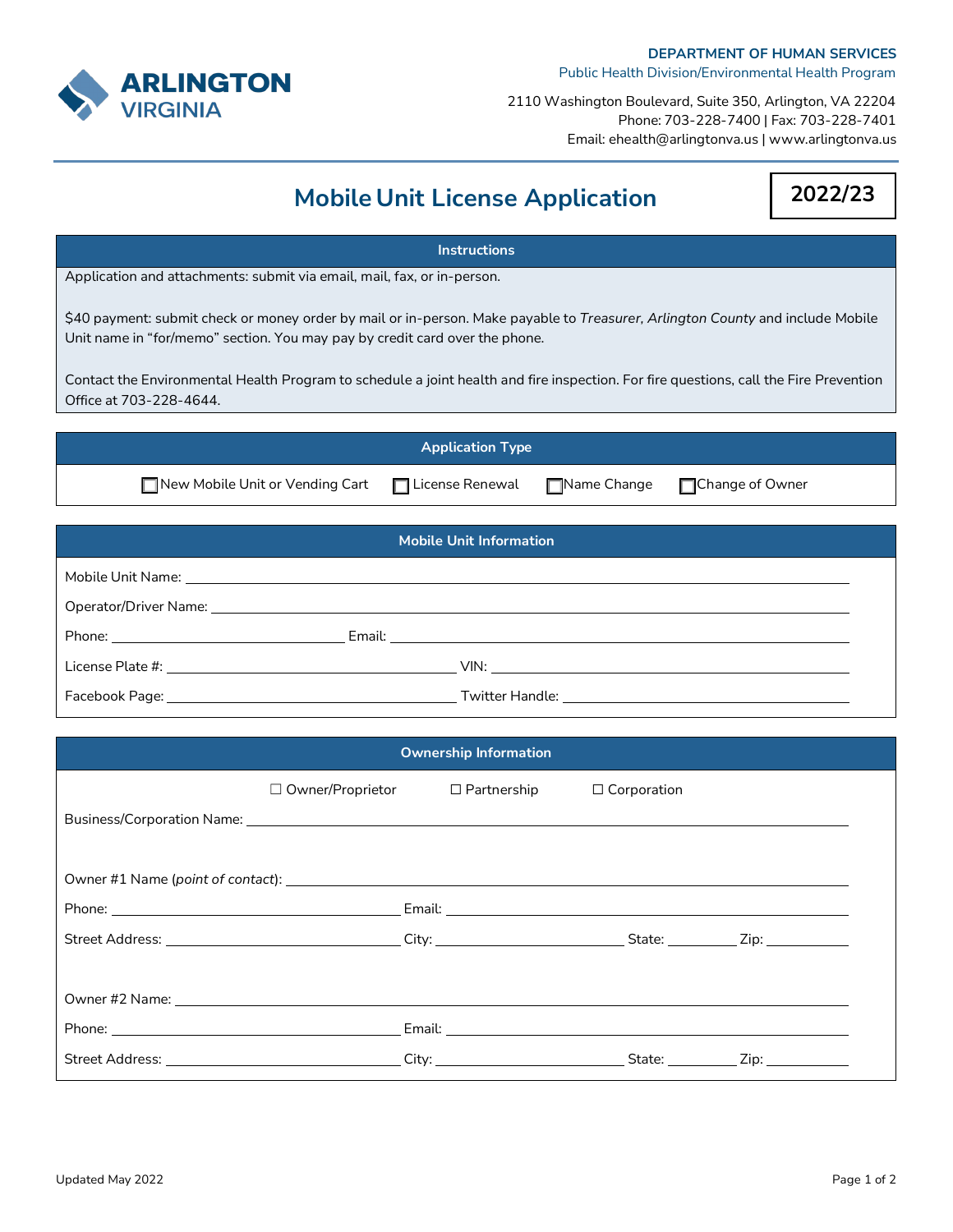**DEPARTMENT OF HUMAN SERVICES**
Public Health Division/Environmental Health Program

2110 Washington Boulevard, Suite 350, Arlington, VA 22204
Phone: 703-228-7400 | Fax: 703-228-7401
Email: ehealth@arlingtonva.us | www.arlingtonva.us

ARLINGTON VIRGINIA

# Mobile Unit License Application

**2022/23**

## Instructions

Application and attachments: submit via email, mail, fax, or in-person.

$40 payment: submit check or money order by mail or in-person. Make payable to *Treasurer, Arlington County* and include Mobile Unit name in "for/memo" section. You may pay by credit card over the phone.

Contact the Environmental Health Program to schedule a joint health and fire inspection. For fire questions, call the Fire Prevention Office at 703-228-4644.

## Application Type

☐ New Mobile Unit or Vending Cart ☐ License Renewal ☐ Name Change ☐ Change of Owner

## Mobile Unit Information

Mobile Unit Name: ______________________________

Operator/Driver Name: ______________________________

Phone: ______________ Email: ______________________________

License Plate #: ______________ VIN: ______________________________

Facebook Page: ______________ Twitter Handle: ______________________________

## Ownership Information

☐ Owner/Proprietor ☐ Partnership ☐ Corporation

Business/Corporation Name: ______________________________

Owner #1 Name (*point of contact*): ______________________________

Phone: ______________ Email: ______________________________

Street Address: ______________ City: ______________ State: ________ Zip: ________

Owner #2 Name: ______________________________

Phone: ______________ Email: ______________________________

Street Address: ______________ City: ______________ State: ________ Zip: ________

Updated May 2022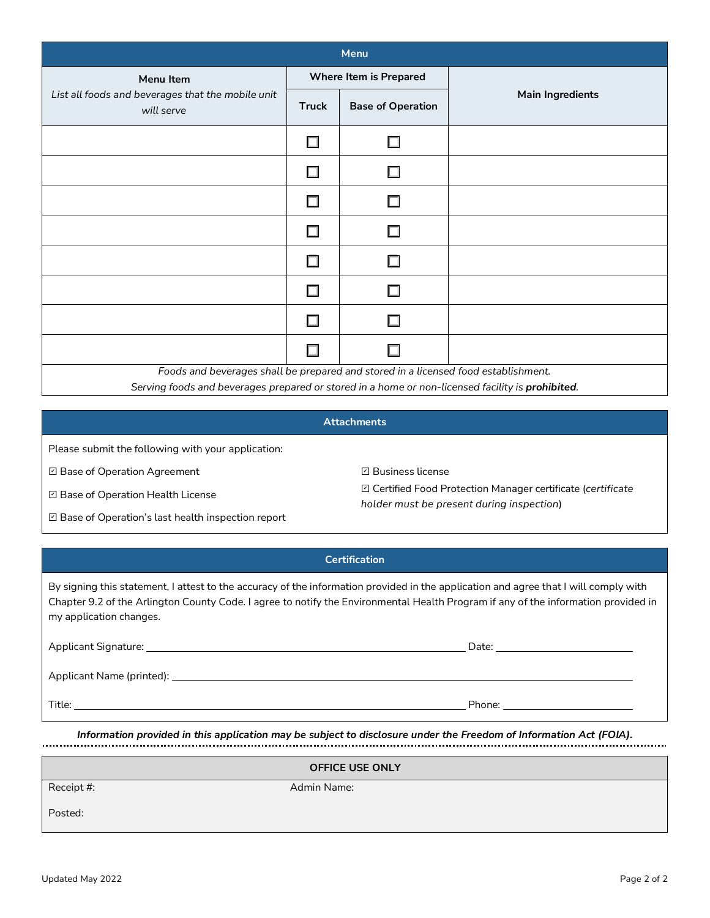## Menu

| Menu Item<br>*List all foods and beverages that the mobile unit will serve* | Where Item is Prepared | | Main Ingredients |
|---|---|---|---|
| | Truck | Base of Operation | |
| | ☐ | ☐ | |
| | ☐ | ☐ | |
| | ☐ | ☐ | |
| | ☐ | ☐ | |
| | ☐ | ☐ | |
| | ☐ | ☐ | |
| | ☐ | ☐ | |
| | ☐ | ☐ | |

*Foods and beverages shall be prepared and stored in a licensed food establishment.*
*Serving foods and beverages prepared or stored in a home or non-licensed facility is **prohibited**.*

## Attachments

Please submit the following with your application:

- ☑ Base of Operation Agreement
- ☑ Base of Operation Health License
- ☑ Base of Operation's last health inspection report
- ☑ Business license
- ☑ Certified Food Protection Manager certificate (*certificate holder must be present during inspection*)

## Certification

By signing this statement, I attest to the accuracy of the information provided in the application and agree that I will comply with Chapter 9.2 of the Arlington County Code. I agree to notify the Environmental Health Program if any of the information provided in my application changes.

Applicant Signature: ______________________________ Date: ______________

Applicant Name (printed): ______________________________

Title: ______________________________ Phone: ______________

***Information provided in this application may be subject to disclosure under the Freedom of Information Act (FOIA).***

---

**OFFICE USE ONLY**

Receipt #: Admin Name:

Posted:

Updated May 2022